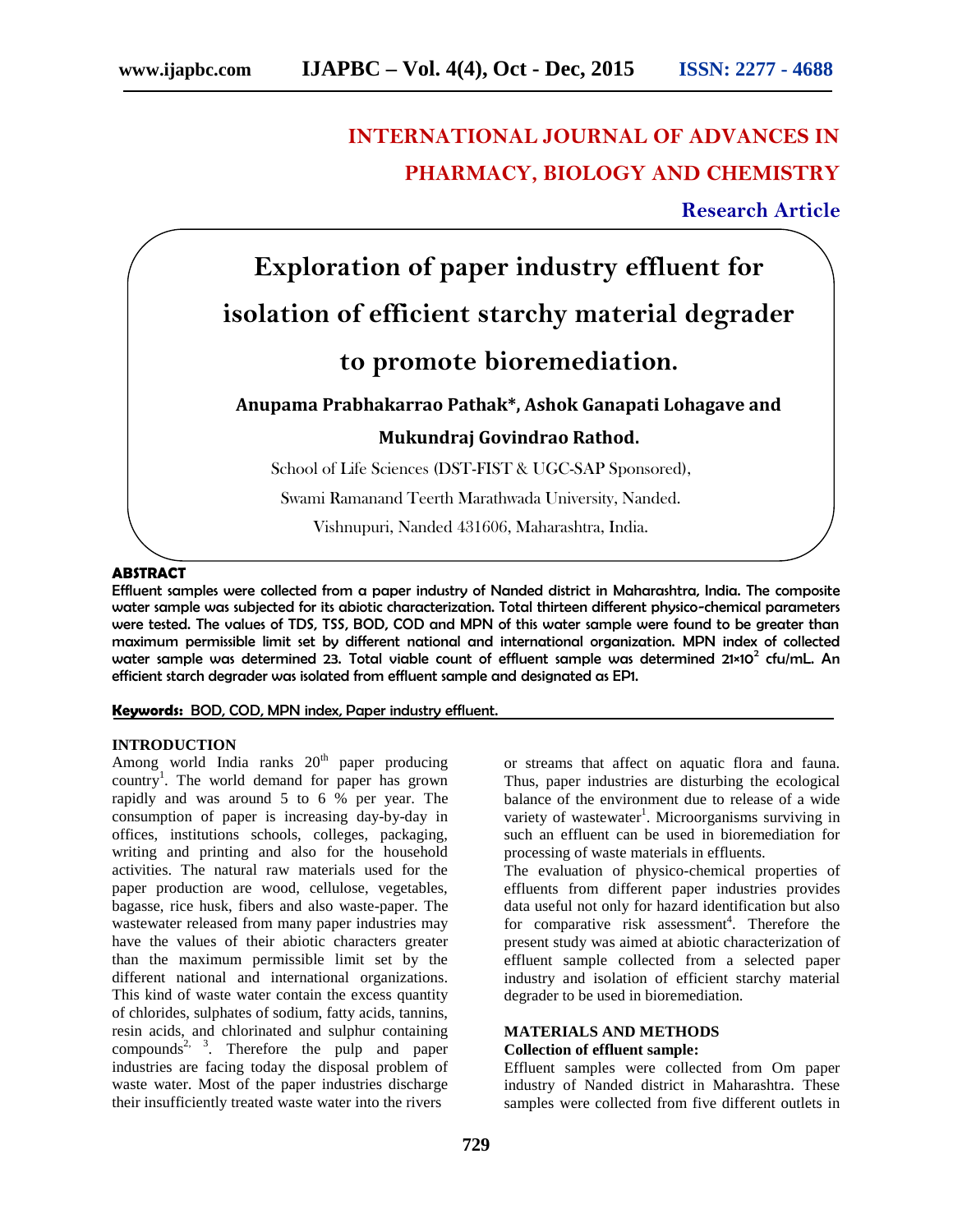# INTERNATIONAL JOURNAL OF ADVANCES IN PHARMACY, BIOLOGY AND CHEMISTRY

**Research Article**

# Exploration of paper industry effluent for isolation of efficient starchy material degrader to promote bioremediation.

**Anupama Prabhakarrao Pathak\*, Ashok Ganapati Lohagave and Mukundraj Govindrao Rathod.**

School of Life Sciences (DST-FIST & UGC-SAP Sponsored),

Swami Ramanand Teerth Marathwada University, Nanded.

Vishnupuri, Nanded 431606, Maharashtra, India.

## ABSTRACT

Effluent samples were collected from a paper industry of Nanded district in Maharashtra, India. The composite water sample was subjected for its abiotic characterization. Total thirteen different physico-chemical parameters were tested. The values of TDS, TSS, BOD, COD and MPN of this water sample were found to be greater than maximum permissible limit set by different national and international organization. MPN index of collected water sample was determined 23. Total viable count of effluent sample was determined $21\times10^2$ cfu/mL. An efficient starch degrader was isolated from effluent sample and designated as EP1.

**Keywords:** BOD, COD, MPN index, Paper industry effluent.

## INTRODUCTION

Among world India ranks 20th paper producing country[1]. The world demand for paper has grown rapidly and was around 5 to 6 % per year. The consumption of paper is increasing day-by-day in offices, institutions schools, colleges, packaging, writing and printing and also for the household activities. The natural raw materials used for the paper production are wood, cellulose, vegetables, bagasse, rice husk, fibers and also waste-paper. The wastewater released from many paper industries may have the values of their abiotic characters greater than the maximum permissible limit set by the different national and international organizations. This kind of waste water contain the excess quantity of chlorides, sulphates of sodium, fatty acids, tannins, resin acids, and chlorinated and sulphur containing compounds[2, 3]. Therefore the pulp and paper industries are facing today the disposal problem of waste water. Most of the paper industries discharge their insufficiently treated waste water into the rivers or streams that affect on aquatic flora and fauna. Thus, paper industries are disturbing the ecological balance of the environment due to release of a wide variety of wastewater[1]. Microorganisms surviving in such an effluent can be used in bioremediation for processing of waste materials in effluents.

The evaluation of physico-chemical properties of effluents from different paper industries provides data useful not only for hazard identification but also for comparative risk assessment[4]. Therefore the present study was aimed at abiotic characterization of effluent sample collected from a selected paper industry and isolation of efficient starchy material degrader to be used in bioremediation.

## MATERIALS AND METHODS

### Collection of effluent sample:

Effluent samples were collected from Om paper industry of Nanded district in Maharashtra. These samples were collected from five different outlets in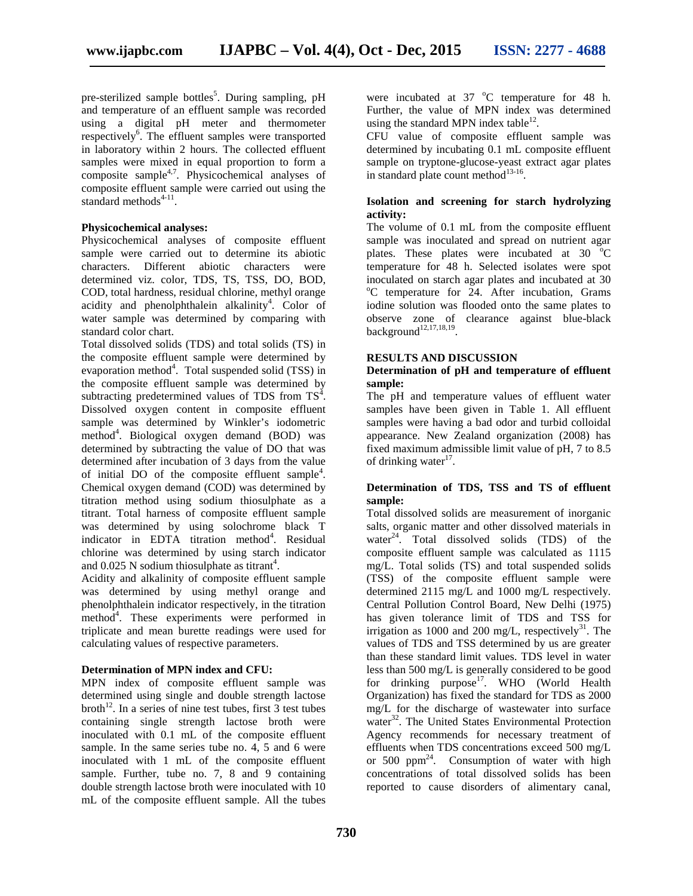pre-sterilized sample bottles[5]. During sampling, pH and temperature of an effluent sample was recorded using a digital pH meter and thermometer respectively[6]. The effluent samples were transported in laboratory within 2 hours. The collected effluent samples were mixed in equal proportion to form a composite sample[4,7]. Physicochemical analyses of composite effluent sample were carried out using the standard methods[4-11].

**Physicochemical analyses:**
Physicochemical analyses of composite effluent sample were carried out to determine its abiotic characters. Different abiotic characters were determined viz. color, TDS, TS, TSS, DO, BOD, COD, total hardness, residual chlorine, methyl orange acidity and phenolphthalein alkalinity[4]. Color of water sample was determined by comparing with standard color chart.

Total dissolved solids (TDS) and total solids (TS) in the composite effluent sample were determined by evaporation method[4]. Total suspended solid (TSS) in the composite effluent sample was determined by subtracting predetermined values of TDS from TS[4]. Dissolved oxygen content in composite effluent sample was determined by Winkler's iodometric method[4]. Biological oxygen demand (BOD) was determined by subtracting the value of DO that was determined after incubation of 3 days from the value of initial DO of the composite effluent sample[4]. Chemical oxygen demand (COD) was determined by titration method using sodium thiosulphate as a titrant. Total harness of composite effluent sample was determined by using solochrome black T indicator in EDTA titration method[4]. Residual chlorine was determined by using starch indicator and 0.025 N sodium thiosulphate as titrant[4].

Acidity and alkalinity of composite effluent sample was determined by using methyl orange and phenolphthalein indicator respectively, in the titration method[4]. These experiments were performed in triplicate and mean burette readings were used for calculating values of respective parameters.

**Determination of MPN index and CFU:**
MPN index of composite effluent sample was determined using single and double strength lactose broth[12]. In a series of nine test tubes, first 3 test tubes containing single strength lactose broth were inoculated with 0.1 mL of the composite effluent sample. In the same series tube no. 4, 5 and 6 were inoculated with 1 mL of the composite effluent sample. Further, tube no. 7, 8 and 9 containing double strength lactose broth were inoculated with 10 mL of the composite effluent sample. All the tubes were incubated at 37 °C temperature for 48 h. Further, the value of MPN index was determined using the standard MPN index table[12].

CFU value of composite effluent sample was determined by incubating 0.1 mL composite effluent sample on tryptone-glucose-yeast extract agar plates in standard plate count method[13-16].

**Isolation and screening for starch hydrolyzing activity:**
The volume of 0.1 mL from the composite effluent sample was inoculated and spread on nutrient agar plates. These plates were incubated at 30 °C temperature for 48 h. Selected isolates were spot inoculated on starch agar plates and incubated at 30 °C temperature for 24. After incubation, Grams iodine solution was flooded onto the same plates to observe zone of clearance against blue-black background[12,17,18,19].

## RESULTS AND DISCUSSION

**Determination of pH and temperature of effluent sample:**
The pH and temperature values of effluent water samples have been given in Table 1. All effluent samples were having a bad odor and turbid colloidal appearance. New Zealand organization (2008) has fixed maximum admissible limit value of pH, 7 to 8.5 of drinking water[17].

**Determination of TDS, TSS and TS of effluent sample:**
Total dissolved solids are measurement of inorganic salts, organic matter and other dissolved materials in water[24]. Total dissolved solids (TDS) of the composite effluent sample was calculated as 1115 mg/L. Total solids (TS) and total suspended solids (TSS) of the composite effluent sample were determined 2115 mg/L and 1000 mg/L respectively. Central Pollution Control Board, New Delhi (1975) has given tolerance limit of TDS and TSS for irrigation as 1000 and 200 mg/L, respectively[31]. The values of TDS and TSS determined by us are greater than these standard limit values. TDS level in water less than 500 mg/L is generally considered to be good for drinking purpose[17]. WHO (World Health Organization) has fixed the standard for TDS as 2000 mg/L for the discharge of wastewater into surface water[32]. The United States Environmental Protection Agency recommends for necessary treatment of effluents when TDS concentrations exceed 500 mg/L or 500 ppm[24]. Consumption of water with high concentrations of total dissolved solids has been reported to cause disorders of alimentary canal,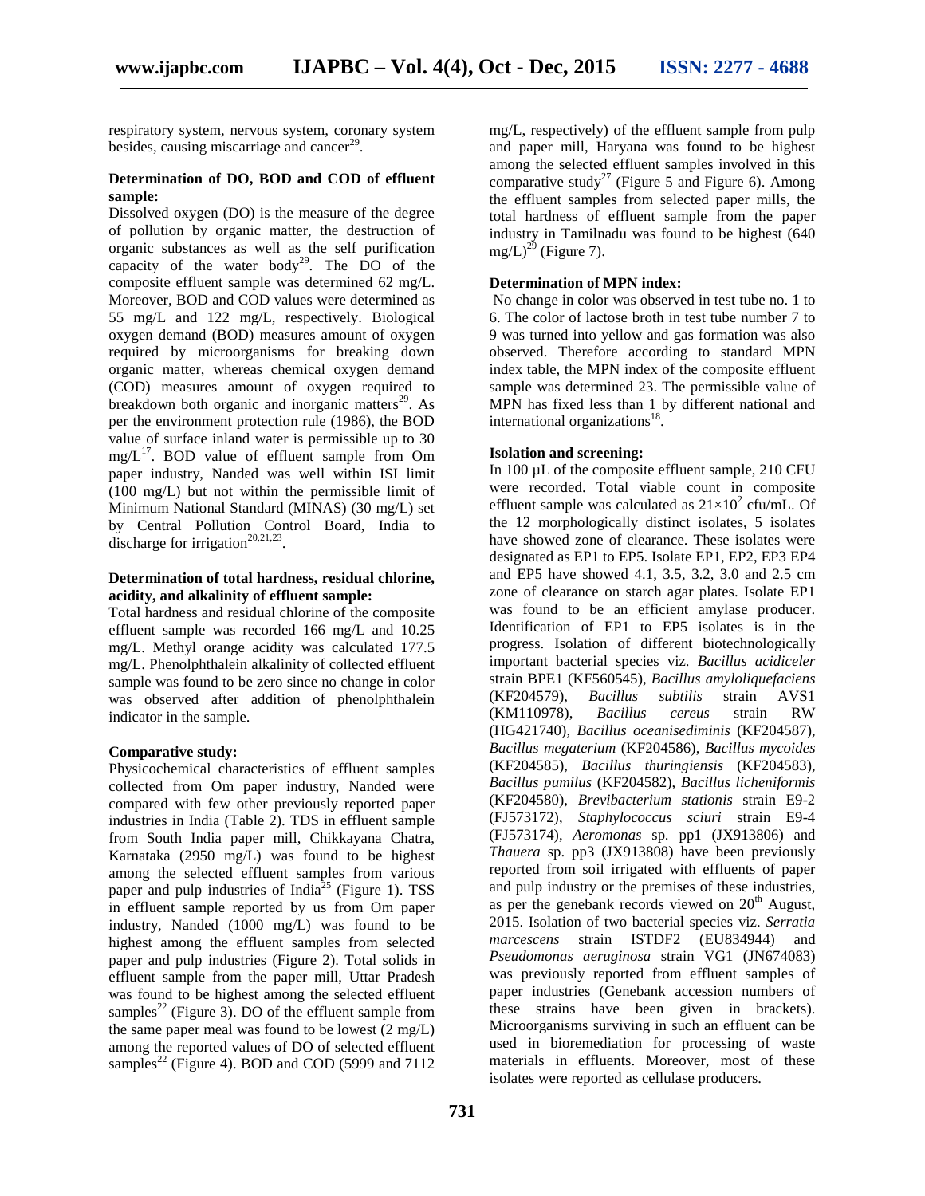respiratory system, nervous system, coronary system besides, causing miscarriage and cancer[29].

**Determination of DO, BOD and COD of effluent sample:**

Dissolved oxygen (DO) is the measure of the degree of pollution by organic matter, the destruction of organic substances as well as the self purification capacity of the water body[29]. The DO of the composite effluent sample was determined 62 mg/L. Moreover, BOD and COD values were determined as 55 mg/L and 122 mg/L, respectively. Biological oxygen demand (BOD) measures amount of oxygen required by microorganisms for breaking down organic matter, whereas chemical oxygen demand (COD) measures amount of oxygen required to breakdown both organic and inorganic matters[29]. As per the environment protection rule (1986), the BOD value of surface inland water is permissible up to 30 mg/L[17]. BOD value of effluent sample from Om paper industry, Nanded was well within ISI limit (100 mg/L) but not within the permissible limit of Minimum National Standard (MINAS) (30 mg/L) set by Central Pollution Control Board, India to discharge for irrigation[20,21,23].

**Determination of total hardness, residual chlorine, acidity, and alkalinity of effluent sample:**

Total hardness and residual chlorine of the composite effluent sample was recorded 166 mg/L and 10.25 mg/L. Methyl orange acidity was calculated 177.5 mg/L. Phenolphthalein alkalinity of collected effluent sample was found to be zero since no change in color was observed after addition of phenolphthalein indicator in the sample.

**Comparative study:**

Physicochemical characteristics of effluent samples collected from Om paper industry, Nanded were compared with few other previously reported paper industries in India (Table 2). TDS in effluent sample from South India paper mill, Chikkayana Chatra, Karnataka (2950 mg/L) was found to be highest among the selected effluent samples from various paper and pulp industries of India[25] (Figure 1). TSS in effluent sample reported by us from Om paper industry, Nanded (1000 mg/L) was found to be highest among the effluent samples from selected paper and pulp industries (Figure 2). Total solids in effluent sample from the paper mill, Uttar Pradesh was found to be highest among the selected effluent samples[22] (Figure 3). DO of the effluent sample from the same paper meal was found to be lowest (2 mg/L) among the reported values of DO of selected effluent samples[22] (Figure 4). BOD and COD (5999 and 7112 mg/L, respectively) of the effluent sample from pulp and paper mill, Haryana was found to be highest among the selected effluent samples involved in this comparative study[27] (Figure 5 and Figure 6). Among the effluent samples from selected paper mills, the total hardness of effluent sample from the paper industry in Tamilnadu was found to be highest (640 mg/L)[29] (Figure 7).

**Determination of MPN index:**

No change in color was observed in test tube no. 1 to 6. The color of lactose broth in test tube number 7 to 9 was turned into yellow and gas formation was also observed. Therefore according to standard MPN index table, the MPN index of the composite effluent sample was determined 23. The permissible value of MPN has fixed less than 1 by different national and international organizations[18].

**Isolation and screening:**

In 100 µL of the composite effluent sample, 210 CFU were recorded. Total viable count in composite effluent sample was calculated as $21 \times 10^2$ cfu/mL. Of the 12 morphologically distinct isolates, 5 isolates have showed zone of clearance. These isolates were designated as EP1 to EP5. Isolate EP1, EP2, EP3 EP4 and EP5 have showed 4.1, 3.5, 3.2, 3.0 and 2.5 cm zone of clearance on starch agar plates. Isolate EP1 was found to be an efficient amylase producer. Identification of EP1 to EP5 isolates is in the progress. Isolation of different biotechnologically important bacterial species viz. *Bacillus acidiceler* strain BPE1 (KF560545), *Bacillus amyloliquefaciens* (KF204579), *Bacillus subtilis* strain AVS1 (KM110978), *Bacillus cereus* strain RW (HG421740), *Bacillus oceanisediminis* (KF204587), *Bacillus megaterium* (KF204586), *Bacillus mycoides* (KF204585), *Bacillus thuringiensis* (KF204583), *Bacillus pumilus* (KF204582), *Bacillus licheniformis* (KF204580), *Brevibacterium stationis* strain E9-2 (FJ573172), *Staphylococcus sciuri* strain E9-4 (FJ573174), *Aeromonas* sp. pp1 (JX913806) and *Thauera* sp. pp3 (JX913808) have been previously reported from soil irrigated with effluents of paper and pulp industry or the premises of these industries, as per the genebank records viewed on 20th August, 2015. Isolation of two bacterial species viz. *Serratia marcescens* strain ISTDF2 (EU834944) and *Pseudomonas aeruginosa* strain VG1 (JN674083) was previously reported from effluent samples of paper industries (Genebank accession numbers of these strains have been given in brackets). Microorganisms surviving in such an effluent can be used in bioremediation for processing of waste materials in effluents. Moreover, most of these isolates were reported as cellulase producers.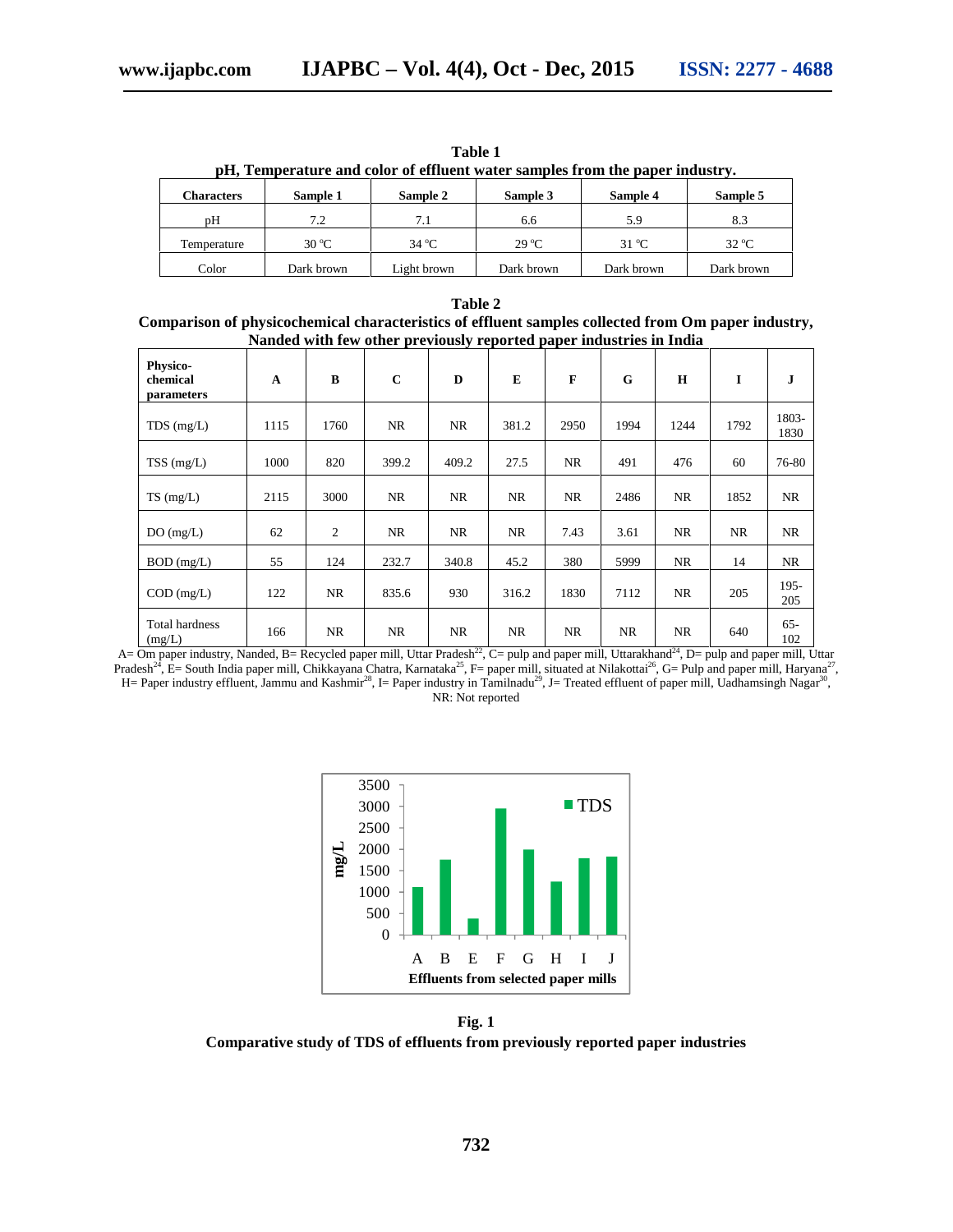**Table 1**
**pH, Temperature and color of effluent water samples from the paper industry.**

| Characters | Sample 1 | Sample 2 | Sample 3 | Sample 4 | Sample 5 |
|---|---|---|---|---|---|
| pH | 7.2 | 7.1 | 6.6 | 5.9 | 8.3 |
| Temperature | 30 °C | 34 °C | 29 °C | 31 °C | 32 °C |
| Color | Dark brown | Light brown | Dark brown | Dark brown | Dark brown |

**Table 2**
**Comparison of physicochemical characteristics of effluent samples collected from Om paper industry, Nanded with few other previously reported paper industries in India**

| Physico-chemical parameters | A | B | C | D | E | F | G | H | I | J |
|---|---|---|---|---|---|---|---|---|---|---|
| TDS (mg/L) | 1115 | 1760 | NR | NR | 381.2 | 2950 | 1994 | 1244 | 1792 | 1803-1830 |
| TSS (mg/L) | 1000 | 820 | 399.2 | 409.2 | 27.5 | NR | 491 | 476 | 60 | 76-80 |
| TS (mg/L) | 2115 | 3000 | NR | NR | NR | NR | 2486 | NR | 1852 | NR |
| DO (mg/L) | 62 | 2 | NR | NR | NR | 7.43 | 3.61 | NR | NR | NR |
| BOD (mg/L) | 55 | 124 | 232.7 | 340.8 | 45.2 | 380 | 5999 | NR | 14 | NR |
| COD (mg/L) | 122 | NR | 835.6 | 930 | 316.2 | 1830 | 7112 | NR | 205 | 195-205 |
| Total hardness (mg/L) | 166 | NR | NR | NR | NR | NR | NR | NR | 640 | 65-102 |

A= Om paper industry, Nanded, B= Recycled paper mill, Uttar Pradesh[22], C= pulp and paper mill, Uttarakhand[24], D= pulp and paper mill, Uttar Pradesh[24], E= South India paper mill, Chikkayana Chatra, Karnataka[25], F= paper mill, situated at Nilakottai[26], G= Pulp and paper mill, Haryana[27], H= Paper industry effluent, Jammu and Kashmir[28], I= Paper industry in Tamilnadu[29], J= Treated effluent of paper mill, Uadhamsingh Nagar[30], NR: Not reported

**Fig. 1**
**Comparative study of TDS of effluents from previously reported paper industries**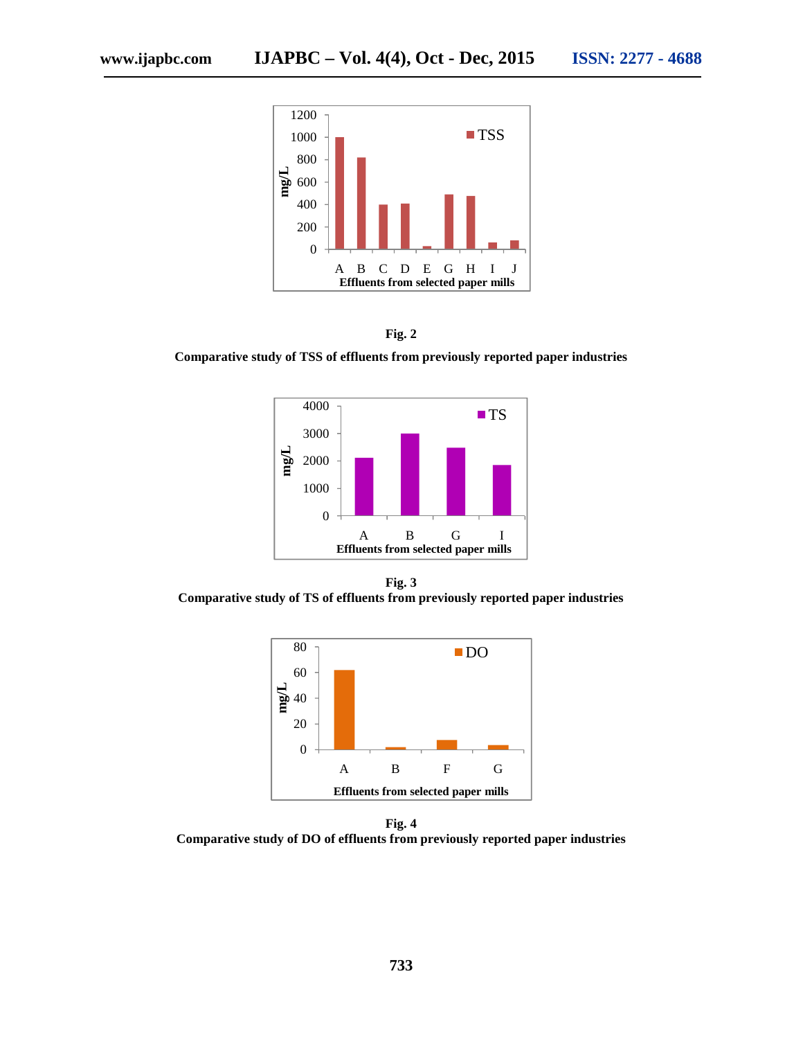**Fig. 2**

**Comparative study of TSS of effluents from previously reported paper industries**

**Fig. 3**

**Comparative study of TS of effluents from previously reported paper industries**

**Fig. 4**

**Comparative study of DO of effluents from previously reported paper industries**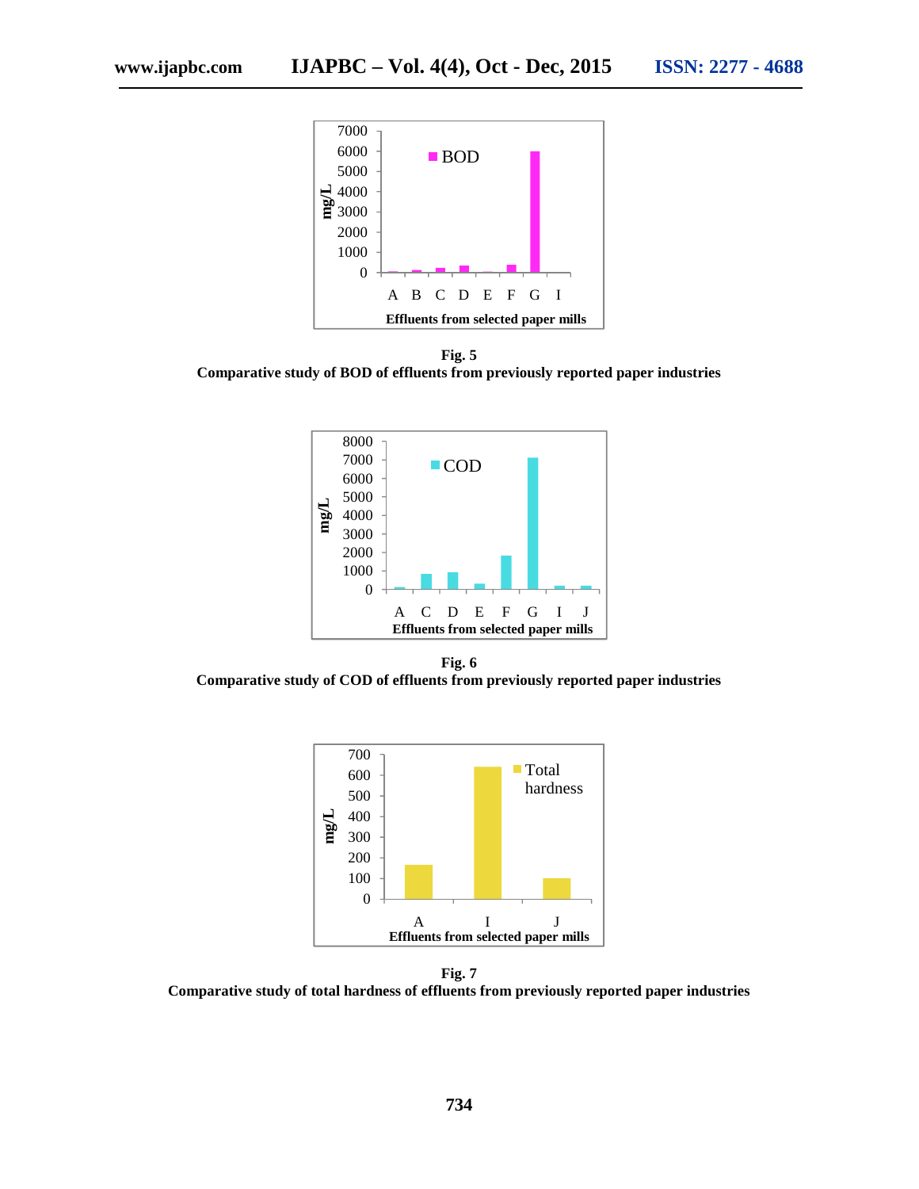**Fig. 5**
**Comparative study of BOD of effluents from previously reported paper industries**

**Fig. 6**
**Comparative study of COD of effluents from previously reported paper industries**

**Fig. 7**
**Comparative study of total hardness of effluents from previously reported paper industries**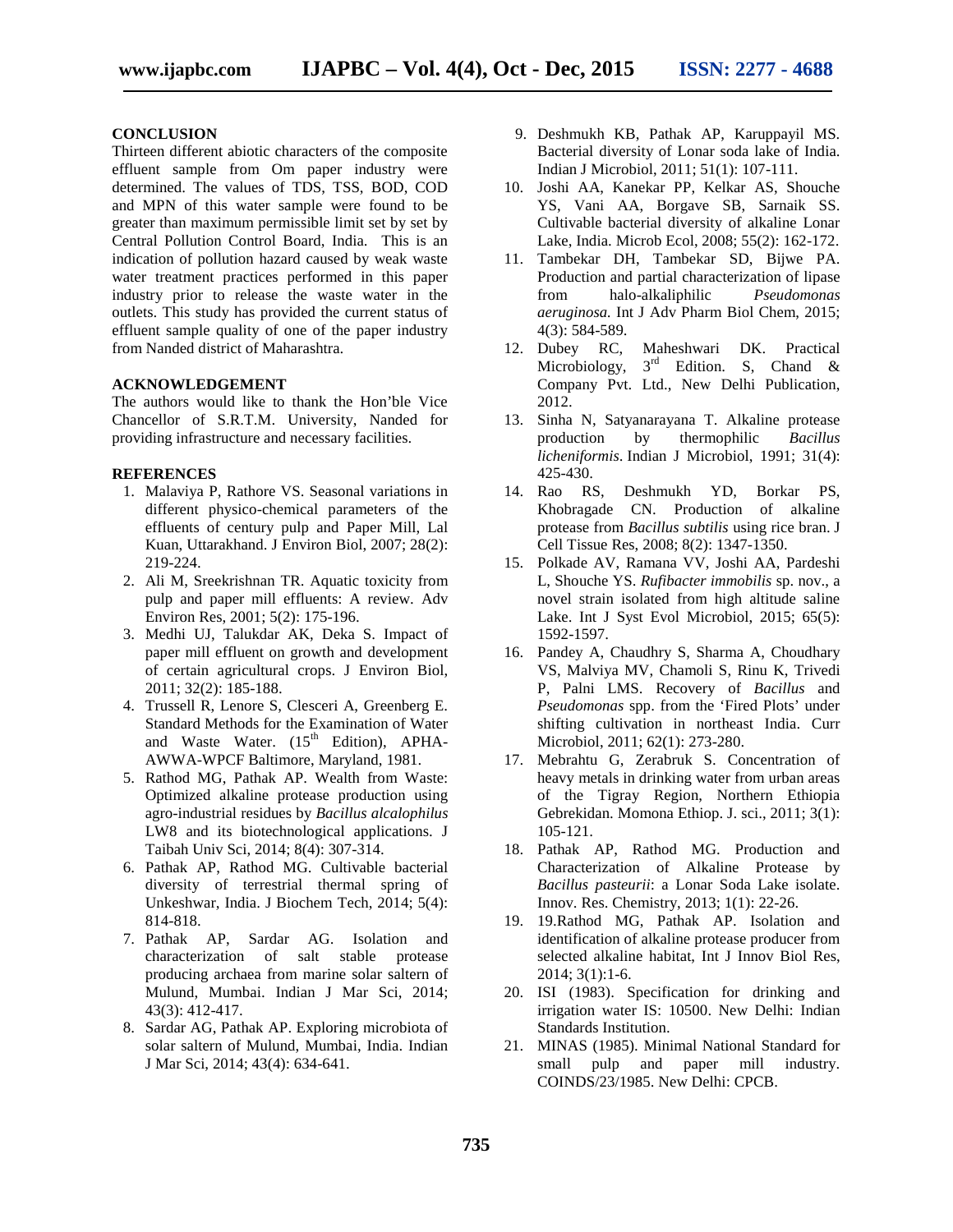## CONCLUSION

Thirteen different abiotic characters of the composite effluent sample from Om paper industry were determined. The values of TDS, TSS, BOD, COD and MPN of this water sample were found to be greater than maximum permissible limit set by set by Central Pollution Control Board, India. This is an indication of pollution hazard caused by weak waste water treatment practices performed in this paper industry prior to release the waste water in the outlets. This study has provided the current status of effluent sample quality of one of the paper industry from Nanded district of Maharashtra.

## ACKNOWLEDGEMENT

The authors would like to thank the Hon'ble Vice Chancellor of S.R.T.M. University, Nanded for providing infrastructure and necessary facilities.

## REFERENCES

1. Malaviya P, Rathore VS. Seasonal variations in different physico-chemical parameters of the effluents of century pulp and Paper Mill, Lal Kuan, Uttarakhand. J Environ Biol, 2007; 28(2): 219-224.
2. Ali M, Sreekrishnan TR. Aquatic toxicity from pulp and paper mill effluents: A review. Adv Environ Res, 2001; 5(2): 175-196.
3. Medhi UJ, Talukdar AK, Deka S. Impact of paper mill effluent on growth and development of certain agricultural crops. J Environ Biol, 2011; 32(2): 185-188.
4. Trussell R, Lenore S, Clesceri A, Greenberg E. Standard Methods for the Examination of Water and Waste Water. (15th Edition), APHA-AWWA-WPCF Baltimore, Maryland, 1981.
5. Rathod MG, Pathak AP. Wealth from Waste: Optimized alkaline protease production using agro-industrial residues by *Bacillus alcalophilus* LW8 and its biotechnological applications. J Taibah Univ Sci, 2014; 8(4): 307-314.
6. Pathak AP, Rathod MG. Cultivable bacterial diversity of terrestrial thermal spring of Unkeshwar, India. J Biochem Tech, 2014; 5(4): 814-818.
7. Pathak AP, Sardar AG. Isolation and characterization of salt stable protease producing archaea from marine solar saltern of Mulund, Mumbai. Indian J Mar Sci, 2014; 43(3): 412-417.
8. Sardar AG, Pathak AP. Exploring microbiota of solar saltern of Mulund, Mumbai, India. Indian J Mar Sci, 2014; 43(4): 634-641.
9. Deshmukh KB, Pathak AP, Karuppayil MS. Bacterial diversity of Lonar soda lake of India. Indian J Microbiol, 2011; 51(1): 107-111.
10. Joshi AA, Kanekar PP, Kelkar AS, Shouche YS, Vani AA, Borgave SB, Sarnaik SS. Cultivable bacterial diversity of alkaline Lonar Lake, India. Microb Ecol, 2008; 55(2): 162-172.
11. Tambekar DH, Tambekar SD, Bijwe PA. Production and partial characterization of lipase from halo-alkaliphilic *Pseudomonas aeruginosa.* Int J Adv Pharm Biol Chem, 2015; 4(3): 584-589.
12. Dubey RC, Maheshwari DK. Practical Microbiology, 3rd Edition. S, Chand & Company Pvt. Ltd., New Delhi Publication, 2012.
13. Sinha N, Satyanarayana T. Alkaline protease production by thermophilic *Bacillus licheniformis*. Indian J Microbiol, 1991; 31(4): 425-430.
14. Rao RS, Deshmukh YD, Borkar PS, Khobragade CN. Production of alkaline protease from *Bacillus subtilis* using rice bran. J Cell Tissue Res, 2008; 8(2): 1347-1350.
15. Polkade AV, Ramana VV, Joshi AA, Pardeshi L, Shouche YS. *Rufibacter immobilis* sp. nov., a novel strain isolated from high altitude saline Lake. Int J Syst Evol Microbiol, 2015; 65(5): 1592-1597.
16. Pandey A, Chaudhry S, Sharma A, Choudhary VS, Malviya MV, Chamoli S, Rinu K, Trivedi P, Palni LMS. Recovery of *Bacillus* and *Pseudomonas* spp. from the 'Fired Plots' under shifting cultivation in northeast India. Curr Microbiol, 2011; 62(1): 273-280.
17. Mebrahtu G, Zerabruk S. Concentration of heavy metals in drinking water from urban areas of the Tigray Region, Northern Ethiopia Gebrekidan. Momona Ethiop. J. sci., 2011; 3(1): 105-121.
18. Pathak AP, Rathod MG. Production and Characterization of Alkaline Protease by *Bacillus pasteurii*: a Lonar Soda Lake isolate. Innov. Res. Chemistry, 2013; 1(1): 22-26.
19. 19.Rathod MG, Pathak AP. Isolation and identification of alkaline protease producer from selected alkaline habitat, Int J Innov Biol Res, 2014; 3(1):1-6.
20. ISI (1983). Specification for drinking and irrigation water IS: 10500. New Delhi: Indian Standards Institution.
21. MINAS (1985). Minimal National Standard for small pulp and paper mill industry. COINDS/23/1985. New Delhi: CPCB.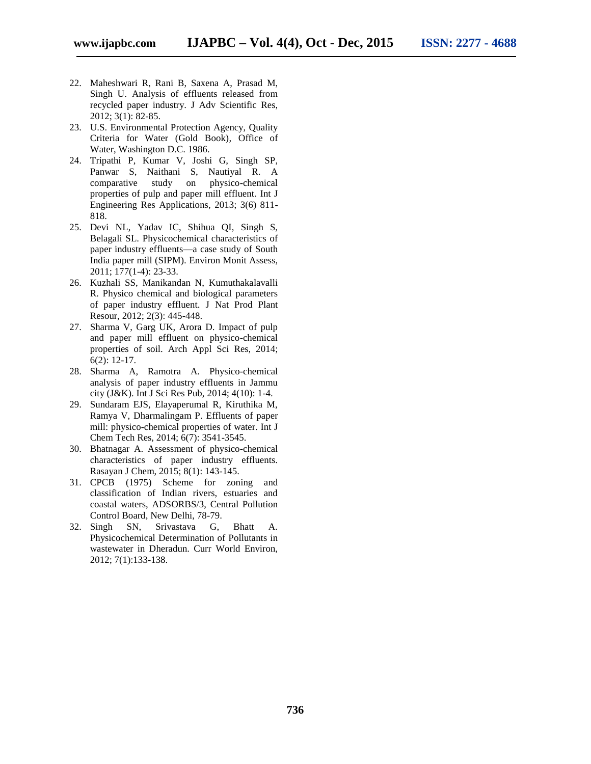22. Maheshwari R, Rani B, Saxena A, Prasad M, Singh U. Analysis of effluents released from recycled paper industry. J Adv Scientific Res, 2012; 3(1): 82-85.
23. U.S. Environmental Protection Agency, Quality Criteria for Water (Gold Book), Office of Water, Washington D.C. 1986.
24. Tripathi P, Kumar V, Joshi G, Singh SP, Panwar S, Naithani S, Nautiyal R. A comparative study on physico-chemical properties of pulp and paper mill effluent. Int J Engineering Res Applications, 2013; 3(6) 811-818.
25. Devi NL, Yadav IC, Shihua QI, Singh S, Belagali SL. Physicochemical characteristics of paper industry effluents—a case study of South India paper mill (SIPM). Environ Monit Assess, 2011; 177(1-4): 23-33.
26. Kuzhali SS, Manikandan N, Kumuthakalavalli R. Physico chemical and biological parameters of paper industry effluent. J Nat Prod Plant Resour, 2012; 2(3): 445-448.
27. Sharma V, Garg UK, Arora D. Impact of pulp and paper mill effluent on physico-chemical properties of soil. Arch Appl Sci Res, 2014; 6(2): 12-17.
28. Sharma A, Ramotra A. Physico-chemical analysis of paper industry effluents in Jammu city (J&K). Int J Sci Res Pub, 2014; 4(10): 1-4.
29. Sundaram EJS, Elayaperumal R, Kiruthika M, Ramya V, Dharmalingam P. Effluents of paper mill: physico-chemical properties of water. Int J Chem Tech Res, 2014; 6(7): 3541-3545.
30. Bhatnagar A. Assessment of physico-chemical characteristics of paper industry effluents. Rasayan J Chem, 2015; 8(1): 143-145.
31. CPCB (1975) Scheme for zoning and classification of Indian rivers, estuaries and coastal waters, ADSORBS/3, Central Pollution Control Board, New Delhi, 78-79.
32. Singh SN, Srivastava G, Bhatt A. Physicochemical Determination of Pollutants in wastewater in Dheradun. Curr World Environ, 2012; 7(1):133-138.